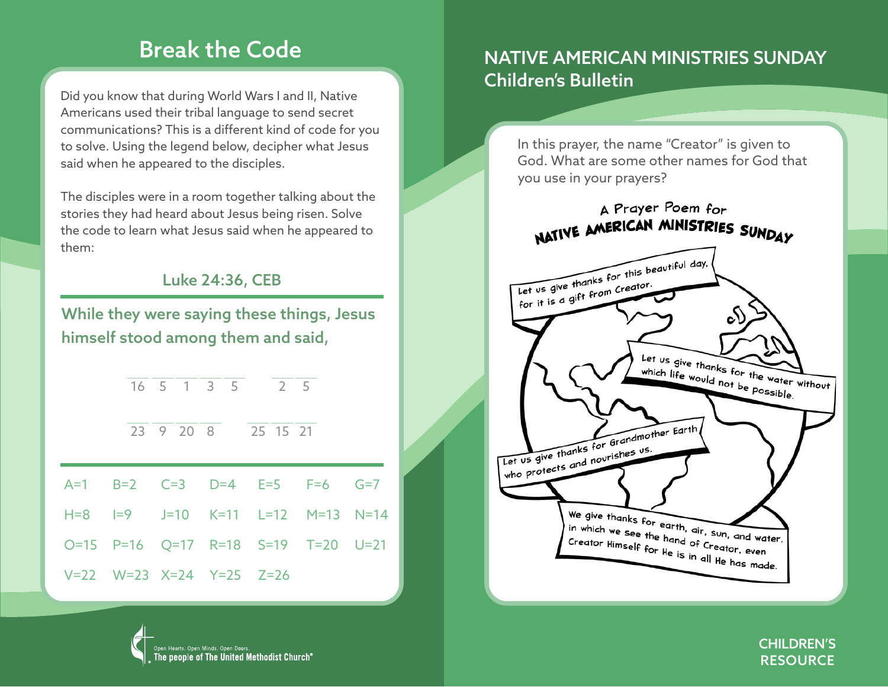# Break the Code

Did you know that during World Wars I and II, Native Americans used their tribal language to send secret communications? This is a different kind of code for you to solve. Using the legend below, decipher what Jesus said when he appeared to the disciples.

The disciples were in a room together talking about the stories they had heard about Jesus being risen. Solve the code to learn what Jesus said when he appeared to them:

**Luke 24:36, CEB**

**While they were saying these things, Jesus himself stood among them and said,**

\_\_\_ \_\_\_ \_\_\_ \_\_\_ \_\_\_   \_\_\_ \_\_\_
16 5 1 3 5   2 5

\_\_\_ \_\_\_ \_\_\_ \_\_\_   \_\_\_ \_\_\_ \_\_\_
23 9 20 8   25 15 21

| | | | | | | |
|---|---|---|---|---|---|---|
| A=1 | B=2 | C=3 | D=4 | E=5 | F=6 | G=7 |
| H=8 | I=9 | J=10 | K=11 | L=12 | M=13 | N=14 |
| O=15 | P=16 | Q=17 | R=18 | S=19 | T=20 | U=21 |
| V=22 | W=23 | X=24 | Y=25 | Z=26 | | |

Open Hearts. Open Minds. Open Doors.
The people of The United Methodist Church®

## NATIVE AMERICAN MINISTRIES SUNDAY
## Children's Bulletin

In this prayer, the name "Creator" is given to God. What are some other names for God that you use in your prayers?

### A Prayer Poem for NATIVE AMERICAN MINISTRIES SUNDAY

Let us give thanks for this beautiful day, for it is a gift from Creator.

Let us give thanks for the water without which life would not be possible.

Let us give thanks for Grandmother Earth who protects and nourishes us.

We give thanks for earth, air, sun, and water, in which we see the hand of Creator, even Creator Himself for He is in all He has made.

CHILDREN'S RESOURCE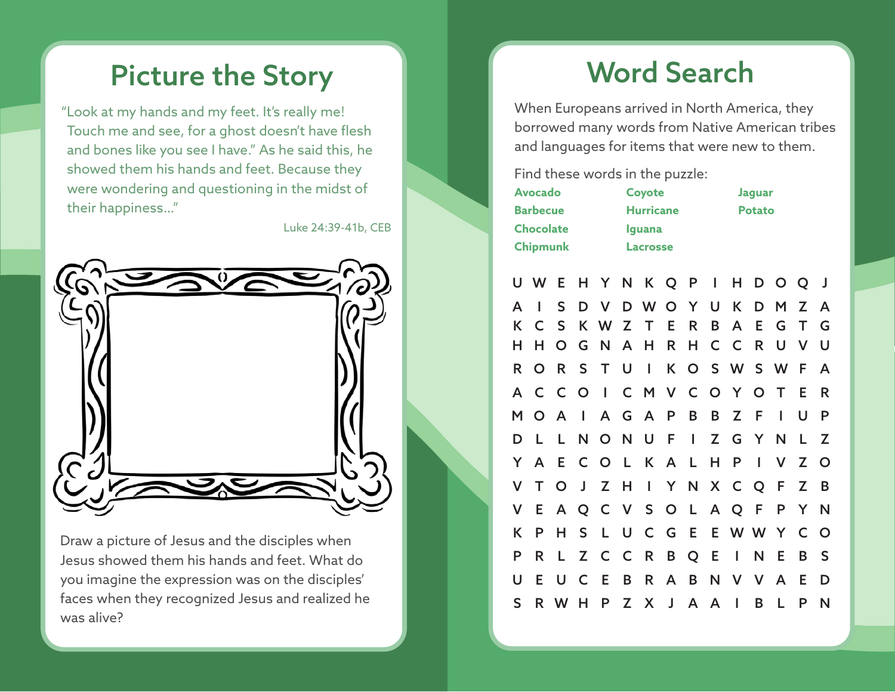## Picture the Story

"Look at my hands and my feet. It's really me! Touch me and see, for a ghost doesn't have flesh and bones like you see I have." As he said this, he showed them his hands and feet. Because they were wondering and questioning in the midst of their happiness..."

Luke 24:39-41b, CEB

Draw a picture of Jesus and the disciples when Jesus showed them his hands and feet. What do you imagine the expression was on the disciples' faces when they recognized Jesus and realized he was alive?

## Word Search

When Europeans arrived in North America, they borrowed many words from Native American tribes and languages for items that were new to them.

Find these words in the puzzle:

| | | |
|---|---|---|
| **Avocado** | **Coyote** | **Jaguar** |
| **Barbecue** | **Hurricane** | **Potato** |
| **Chocolate** | **Iguana** | |
| **Chipmunk** | **Lacrosse** | |

```
U W E H Y N K Q P I H D O Q J
A I S D V D W O Y U K D M Z A
K C S K W Z T E R B A E G T G
H H O G N A H R H C C R U V U
R O R S T U I K O S W S W F A
A C C O I C M V C O Y O T E R
M O A I A G A P B B Z F I U P
D L L N O N U F I Z G Y N L Z
Y A E C O L K A L H P I V Z O
V T O J Z H I Y N X C Q F Z B
V E A Q C V S O L A Q F P Y N
K P H S L U C G E E W W Y C O
P R L Z C C R B Q E I N E B S
U E U C E B R A B N V V A E D
S R W H P Z X J A A I B L P N
```